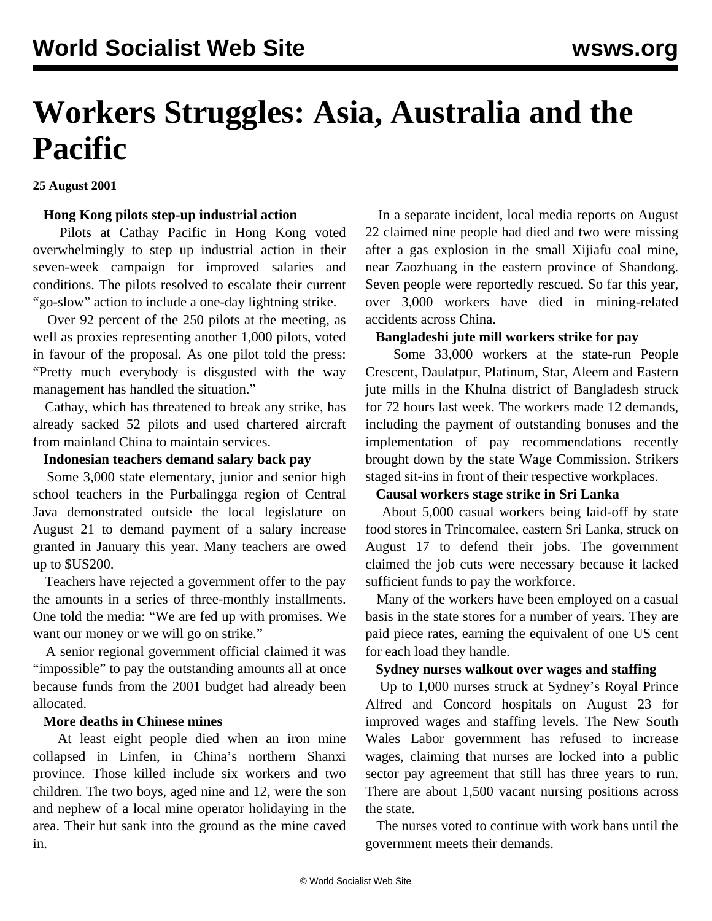# Workers Struggles: Asia, Australia and the Pacific

**25 August 2001**

**Hong Kong pilots step-up industrial action**

Pilots at Cathay Pacific in Hong Kong voted overwhelmingly to step up industrial action in their seven-week campaign for improved salaries and conditions. The pilots resolved to escalate their current "go-slow" action to include a one-day lightning strike.

Over 92 percent of the 250 pilots at the meeting, as well as proxies representing another 1,000 pilots, voted in favour of the proposal. As one pilot told the press: "Pretty much everybody is disgusted with the way management has handled the situation."

Cathay, which has threatened to break any strike, has already sacked 52 pilots and used chartered aircraft from mainland China to maintain services.

**Indonesian teachers demand salary back pay**

Some 3,000 state elementary, junior and senior high school teachers in the Purbalingga region of Central Java demonstrated outside the local legislature on August 21 to demand payment of a salary increase granted in January this year. Many teachers are owed up to $US200.

Teachers have rejected a government offer to the pay the amounts in a series of three-monthly installments. One told the media: "We are fed up with promises. We want our money or we will go on strike."

A senior regional government official claimed it was "impossible" to pay the outstanding amounts all at once because funds from the 2001 budget had already been allocated.

**More deaths in Chinese mines**

At least eight people died when an iron mine collapsed in Linfen, in China's northern Shanxi province. Those killed include six workers and two children. The two boys, aged nine and 12, were the son and nephew of a local mine operator holidaying in the area. Their hut sank into the ground as the mine caved in.

In a separate incident, local media reports on August 22 claimed nine people had died and two were missing after a gas explosion in the small Xijiafu coal mine, near Zaozhuang in the eastern province of Shandong. Seven people were reportedly rescued. So far this year, over 3,000 workers have died in mining-related accidents across China.

**Bangladeshi jute mill workers strike for pay**

Some 33,000 workers at the state-run People Crescent, Daulatpur, Platinum, Star, Aleem and Eastern jute mills in the Khulna district of Bangladesh struck for 72 hours last week. The workers made 12 demands, including the payment of outstanding bonuses and the implementation of pay recommendations recently brought down by the state Wage Commission. Strikers staged sit-ins in front of their respective workplaces.

**Causal workers stage strike in Sri Lanka**

About 5,000 casual workers being laid-off by state food stores in Trincomalee, eastern Sri Lanka, struck on August 17 to defend their jobs. The government claimed the job cuts were necessary because it lacked sufficient funds to pay the workforce.

Many of the workers have been employed on a casual basis in the state stores for a number of years. They are paid piece rates, earning the equivalent of one US cent for each load they handle.

**Sydney nurses walkout over wages and staffing**

Up to 1,000 nurses struck at Sydney's Royal Prince Alfred and Concord hospitals on August 23 for improved wages and staffing levels. The New South Wales Labor government has refused to increase wages, claiming that nurses are locked into a public sector pay agreement that still has three years to run. There are about 1,500 vacant nursing positions across the state.

The nurses voted to continue with work bans until the government meets their demands.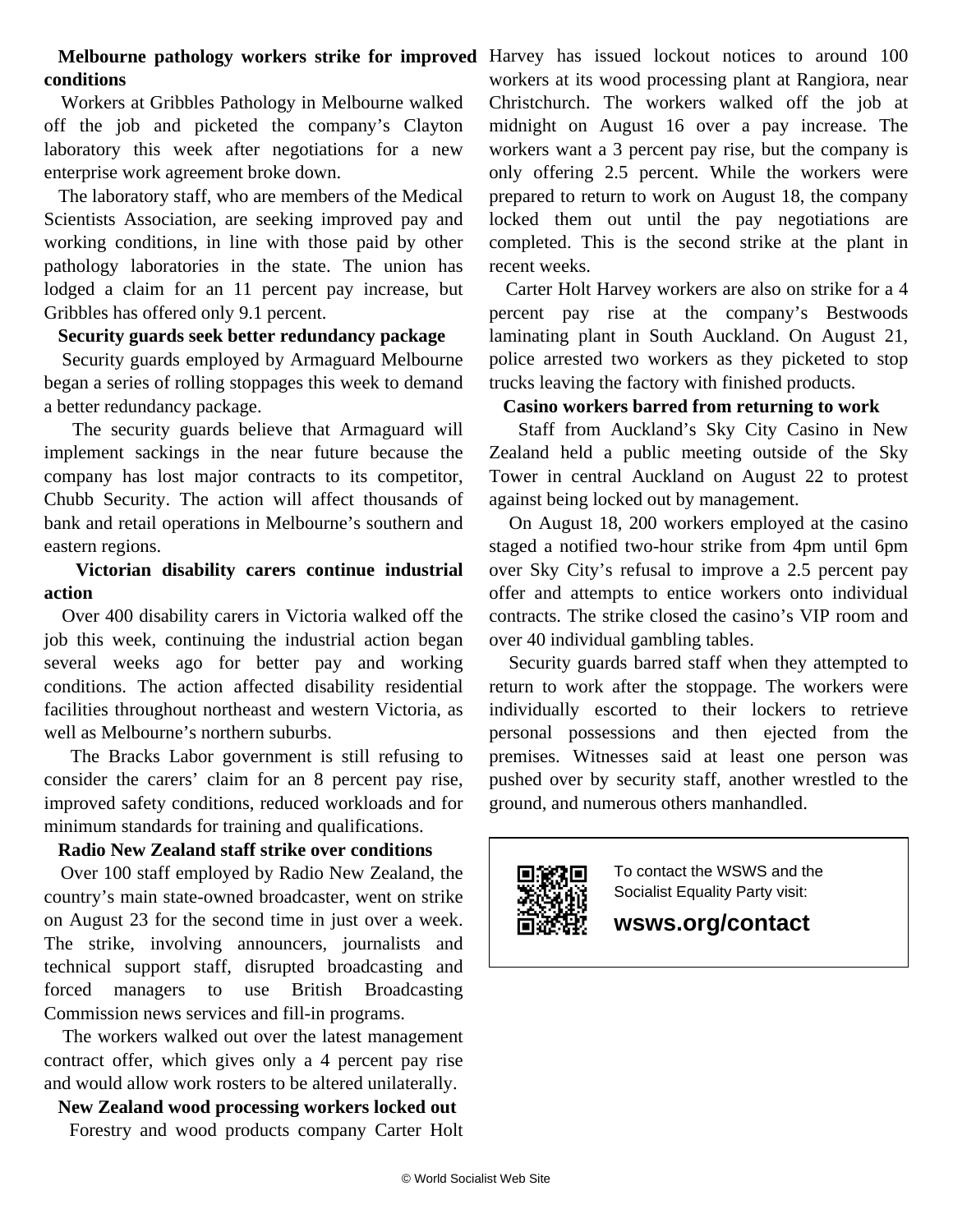**Melbourne pathology workers strike for improved conditions**

Workers at Gribbles Pathology in Melbourne walked off the job and picketed the company's Clayton laboratory this week after negotiations for a new enterprise work agreement broke down.

The laboratory staff, who are members of the Medical Scientists Association, are seeking improved pay and working conditions, in line with those paid by other pathology laboratories in the state. The union has lodged a claim for an 11 percent pay increase, but Gribbles has offered only 9.1 percent.

**Security guards seek better redundancy package**

Security guards employed by Armaguard Melbourne began a series of rolling stoppages this week to demand a better redundancy package.

The security guards believe that Armaguard will implement sackings in the near future because the company has lost major contracts to its competitor, Chubb Security. The action will affect thousands of bank and retail operations in Melbourne's southern and eastern regions.

**Victorian disability carers continue industrial action**

Over 400 disability carers in Victoria walked off the job this week, continuing the industrial action began several weeks ago for better pay and working conditions. The action affected disability residential facilities throughout northeast and western Victoria, as well as Melbourne's northern suburbs.

The Bracks Labor government is still refusing to consider the carers' claim for an 8 percent pay rise, improved safety conditions, reduced workloads and for minimum standards for training and qualifications.

**Radio New Zealand staff strike over conditions**

Over 100 staff employed by Radio New Zealand, the country's main state-owned broadcaster, went on strike on August 23 for the second time in just over a week. The strike, involving announcers, journalists and technical support staff, disrupted broadcasting and forced managers to use British Broadcasting Commission news services and fill-in programs.

The workers walked out over the latest management contract offer, which gives only a 4 percent pay rise and would allow work rosters to be altered unilaterally.

**New Zealand wood processing workers locked out**

Forestry and wood products company Carter Holt Harvey has issued lockout notices to around 100 workers at its wood processing plant at Rangiora, near Christchurch. The workers walked off the job at midnight on August 16 over a pay increase. The workers want a 3 percent pay rise, but the company is only offering 2.5 percent. While the workers were prepared to return to work on August 18, the company locked them out until the pay negotiations are completed. This is the second strike at the plant in recent weeks.

Carter Holt Harvey workers are also on strike for a 4 percent pay rise at the company's Bestwoods laminating plant in South Auckland. On August 21, police arrested two workers as they picketed to stop trucks leaving the factory with finished products.

**Casino workers barred from returning to work**

Staff from Auckland's Sky City Casino in New Zealand held a public meeting outside of the Sky Tower in central Auckland on August 22 to protest against being locked out by management.

On August 18, 200 workers employed at the casino staged a notified two-hour strike from 4pm until 6pm over Sky City's refusal to improve a 2.5 percent pay offer and attempts to entice workers onto individual contracts. The strike closed the casino's VIP room and over 40 individual gambling tables.

Security guards barred staff when they attempted to return to work after the stoppage. The workers were individually escorted to their lockers to retrieve personal possessions and then ejected from the premises. Witnesses said at least one person was pushed over by security staff, another wrestled to the ground, and numerous others manhandled.

To contact the WSWS and the Socialist Equality Party visit:

**wsws.org/contact**